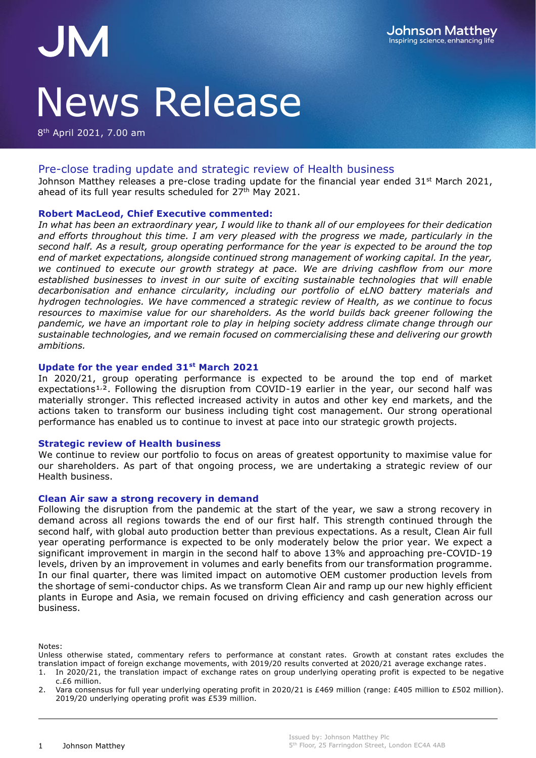# News Release

8th April 2021, 7.00 am

## Pre-close trading update and strategic review of Health business

Johnson Matthey releases a pre-close trading update for the financial year ended 31st March 2021, ahead of its full year results scheduled for 27th May 2021.

### Robert MacLeod, Chief Executive commented:

*In what has been an extraordinary year, I would like to thank all of our employees for their dedication and efforts throughout this time. I am very pleased with the progress we made, particularly in the second half. As a result, group operating performance for the year is expected to be around the top end of market expectations, alongside continued strong management of working capital. In the year, we continued to execute our growth strategy at pace. We are driving cashflow from our more established businesses to invest in our suite of exciting sustainable technologies that will enable decarbonisation and enhance circularity, including our portfolio of eLNO battery materials and hydrogen technologies. We have commenced a strategic review of Health, as we continue to focus resources to maximise value for our shareholders. As the world builds back greener following the pandemic, we have an important role to play in helping society address climate change through our sustainable technologies, and we remain focused on commercialising these and delivering our growth ambitions.*

### Update for the year ended 31st March 2021

In 2020/21, group operating performance is expected to be around the top end of market expectations[1,2]. Following the disruption from COVID-19 earlier in the year, our second half was materially stronger. This reflected increased activity in autos and other key end markets, and the actions taken to transform our business including tight cost management. Our strong operational performance has enabled us to continue to invest at pace into our strategic growth projects.

### Strategic review of Health business

We continue to review our portfolio to focus on areas of greatest opportunity to maximise value for our shareholders. As part of that ongoing process, we are undertaking a strategic review of our Health business.

### Clean Air saw a strong recovery in demand

Following the disruption from the pandemic at the start of the year, we saw a strong recovery in demand across all regions towards the end of our first half. This strength continued through the second half, with global auto production better than previous expectations. As a result, Clean Air full year operating performance is expected to be only moderately below the prior year. We expect a significant improvement in margin in the second half to above 13% and approaching pre-COVID-19 levels, driven by an improvement in volumes and early benefits from our transformation programme. In our final quarter, there was limited impact on automotive OEM customer production levels from the shortage of semi-conductor chips. As we transform Clean Air and ramp up our new highly efficient plants in Europe and Asia, we remain focused on driving efficiency and cash generation across our business.

Notes:

Unless otherwise stated, commentary refers to performance at constant rates. Growth at constant rates excludes the translation impact of foreign exchange movements, with 2019/20 results converted at 2020/21 average exchange rates.

1. In 2020/21, the translation impact of exchange rates on group underlying operating profit is expected to be negative c.£6 million.
2. Vara consensus for full year underlying operating profit in 2020/21 is £469 million (range: £405 million to £502 million). 2019/20 underlying operating profit was £539 million.

Issued by: Johnson Matthey Plc
5th Floor, 25 Farringdon Street, London EC4A 4AB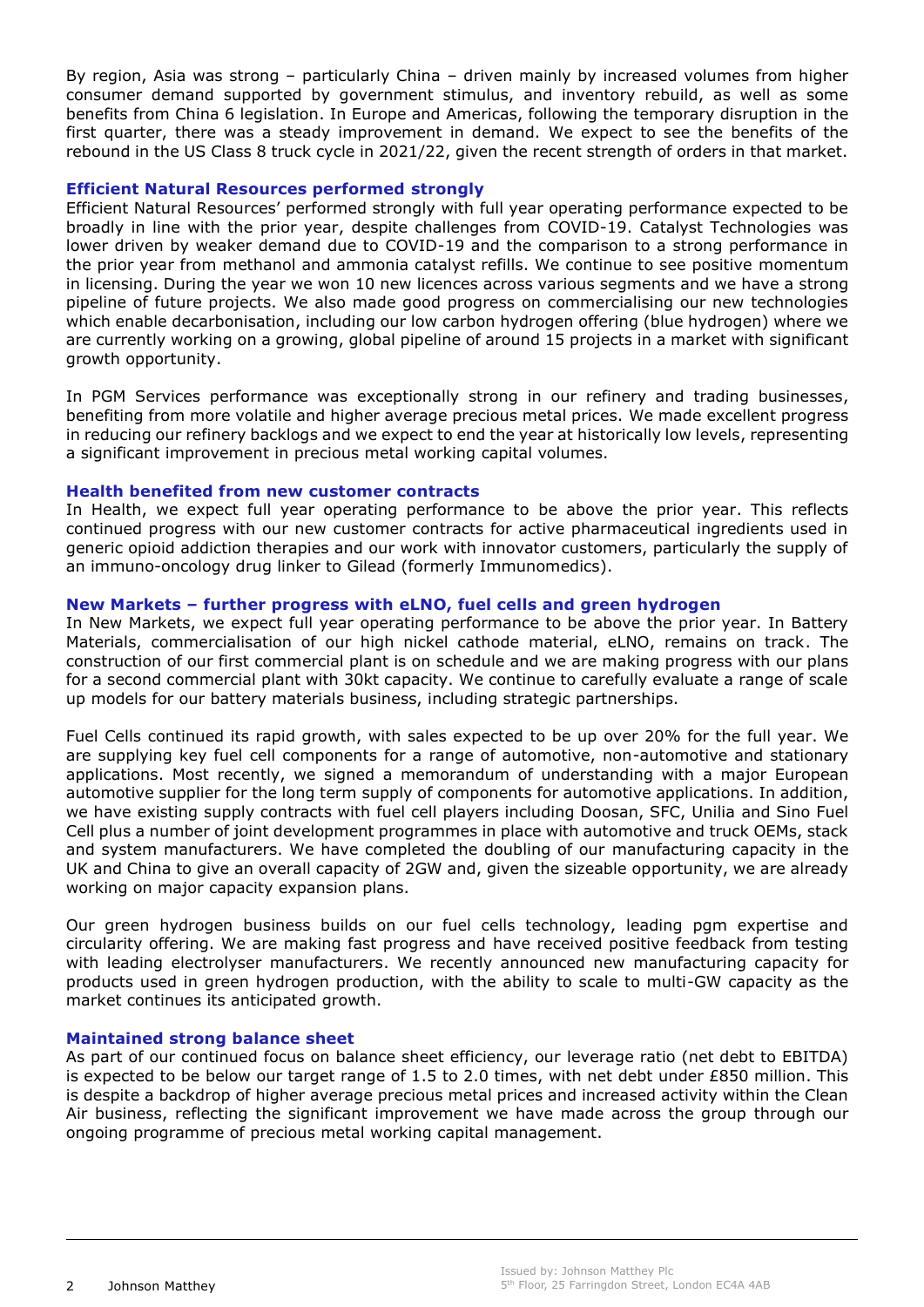By region, Asia was strong – particularly China – driven mainly by increased volumes from higher consumer demand supported by government stimulus, and inventory rebuild, as well as some benefits from China 6 legislation. In Europe and Americas, following the temporary disruption in the first quarter, there was a steady improvement in demand. We expect to see the benefits of the rebound in the US Class 8 truck cycle in 2021/22, given the recent strength of orders in that market.

### Efficient Natural Resources performed strongly

Efficient Natural Resources' performed strongly with full year operating performance expected to be broadly in line with the prior year, despite challenges from COVID-19. Catalyst Technologies was lower driven by weaker demand due to COVID-19 and the comparison to a strong performance in the prior year from methanol and ammonia catalyst refills. We continue to see positive momentum in licensing. During the year we won 10 new licences across various segments and we have a strong pipeline of future projects. We also made good progress on commercialising our new technologies which enable decarbonisation, including our low carbon hydrogen offering (blue hydrogen) where we are currently working on a growing, global pipeline of around 15 projects in a market with significant growth opportunity.

In PGM Services performance was exceptionally strong in our refinery and trading businesses, benefiting from more volatile and higher average precious metal prices. We made excellent progress in reducing our refinery backlogs and we expect to end the year at historically low levels, representing a significant improvement in precious metal working capital volumes.

### Health benefited from new customer contracts

In Health, we expect full year operating performance to be above the prior year. This reflects continued progress with our new customer contracts for active pharmaceutical ingredients used in generic opioid addiction therapies and our work with innovator customers, particularly the supply of an immuno-oncology drug linker to Gilead (formerly Immunomedics).

### New Markets – further progress with eLNO, fuel cells and green hydrogen

In New Markets, we expect full year operating performance to be above the prior year. In Battery Materials, commercialisation of our high nickel cathode material, eLNO, remains on track. The construction of our first commercial plant is on schedule and we are making progress with our plans for a second commercial plant with 30kt capacity. We continue to carefully evaluate a range of scale up models for our battery materials business, including strategic partnerships.

Fuel Cells continued its rapid growth, with sales expected to be up over 20% for the full year. We are supplying key fuel cell components for a range of automotive, non-automotive and stationary applications. Most recently, we signed a memorandum of understanding with a major European automotive supplier for the long term supply of components for automotive applications. In addition, we have existing supply contracts with fuel cell players including Doosan, SFC, Unilia and Sino Fuel Cell plus a number of joint development programmes in place with automotive and truck OEMs, stack and system manufacturers. We have completed the doubling of our manufacturing capacity in the UK and China to give an overall capacity of 2GW and, given the sizeable opportunity, we are already working on major capacity expansion plans.

Our green hydrogen business builds on our fuel cells technology, leading pgm expertise and circularity offering. We are making fast progress and have received positive feedback from testing with leading electrolyser manufacturers. We recently announced new manufacturing capacity for products used in green hydrogen production, with the ability to scale to multi-GW capacity as the market continues its anticipated growth.

### Maintained strong balance sheet

As part of our continued focus on balance sheet efficiency, our leverage ratio (net debt to EBITDA) is expected to be below our target range of 1.5 to 2.0 times, with net debt under £850 million. This is despite a backdrop of higher average precious metal prices and increased activity within the Clean Air business, reflecting the significant improvement we have made across the group through our ongoing programme of precious metal working capital management.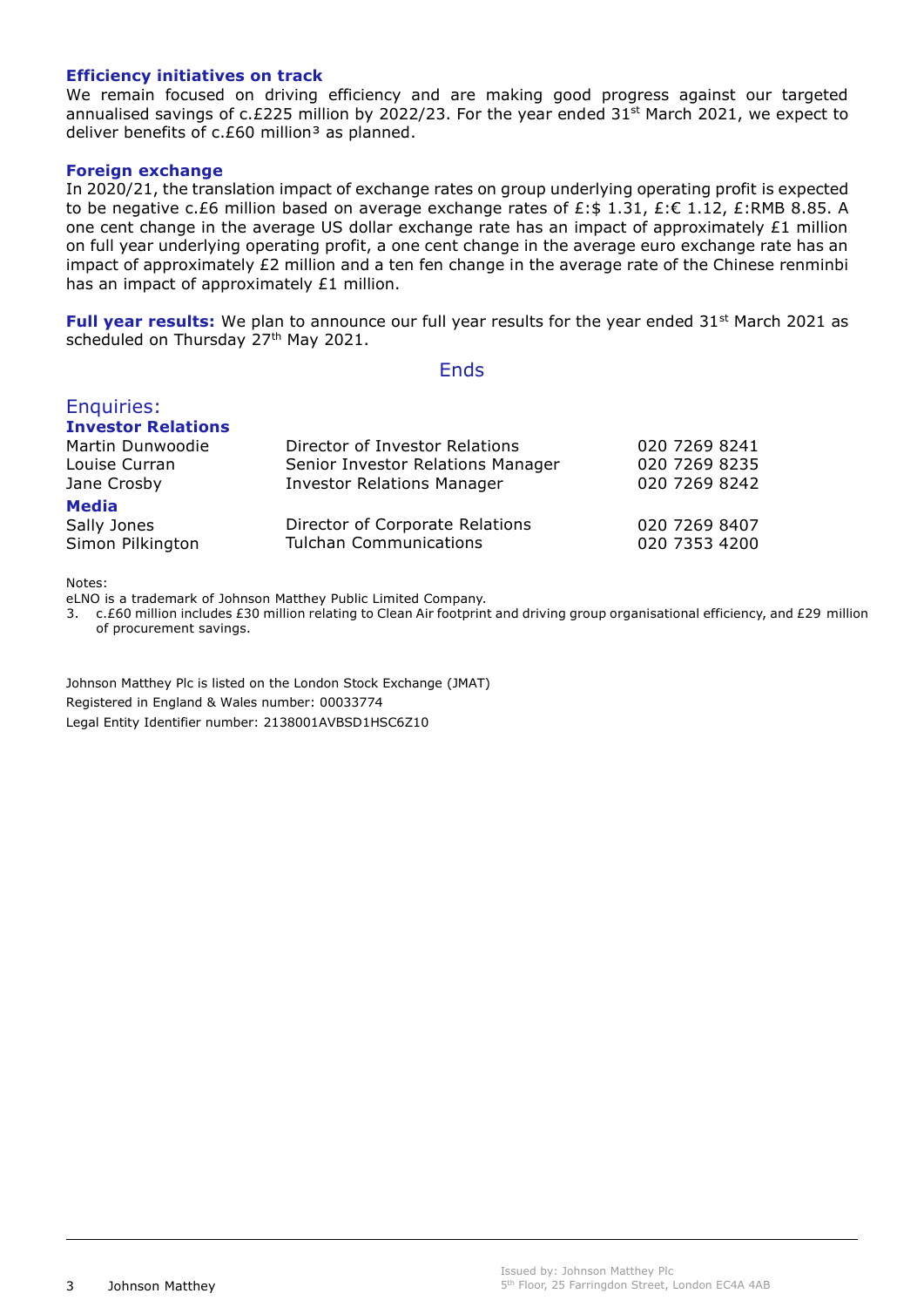### Efficiency initiatives on track

We remain focused on driving efficiency and are making good progress against our targeted annualised savings of c.£225 million by 2022/23. For the year ended 31st March 2021, we expect to deliver benefits of c.£60 million[3] as planned.

### Foreign exchange

In 2020/21, the translation impact of exchange rates on group underlying operating profit is expected to be negative c.£6 million based on average exchange rates of £:$ 1.31, £:€ 1.12, £:RMB 8.85. A one cent change in the average US dollar exchange rate has an impact of approximately £1 million on full year underlying operating profit, a one cent change in the average euro exchange rate has an impact of approximately £2 million and a ten fen change in the average rate of the Chinese renminbi has an impact of approximately £1 million.

**Full year results:** We plan to announce our full year results for the year ended 31st March 2021 as scheduled on Thursday 27th May 2021.

Ends

## Enquiries:

**Investor Relations**

| | | |
|---|---|---|
| Martin Dunwoodie | Director of Investor Relations | 020 7269 8241 |
| Louise Curran | Senior Investor Relations Manager | 020 7269 8235 |
| Jane Crosby | Investor Relations Manager | 020 7269 8242 |

**Media**

| | | |
|---|---|---|
| Sally Jones | Director of Corporate Relations | 020 7269 8407 |
| Simon Pilkington | Tulchan Communications | 020 7353 4200 |

Notes:

eLNO is a trademark of Johnson Matthey Public Limited Company.

3. c.£60 million includes £30 million relating to Clean Air footprint and driving group organisational efficiency, and £29 million of procurement savings.

Johnson Matthey Plc is listed on the London Stock Exchange (JMAT)

Registered in England & Wales number: 00033774

Legal Entity Identifier number: 2138001AVBSD1HSC6Z10

Issued by: Johnson Matthey Plc
5th Floor, 25 Farringdon Street, London EC4A 4AB